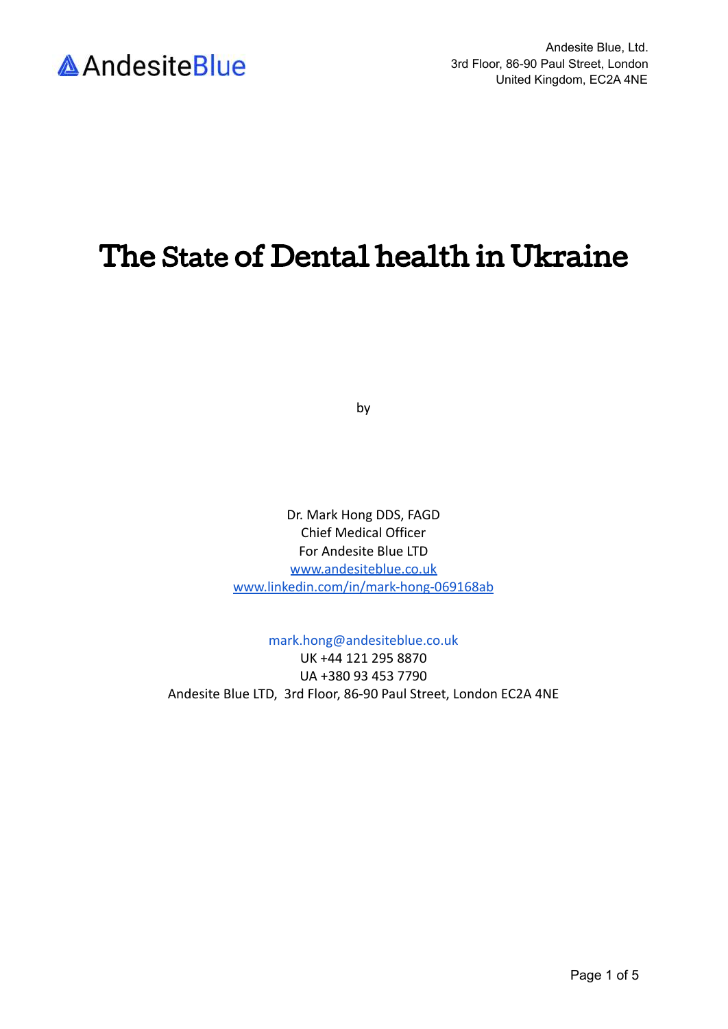AndesiteBlue

Andesite Blue, Ltd.
3rd Floor, 86-90 Paul Street, London
United Kingdom, EC2A 4NE

# The State of Dental health in Ukraine

by

Dr. Mark Hong DDS, FAGD
Chief Medical Officer
For Andesite Blue LTD
www.andesiteblue.co.uk
www.linkedin.com/in/mark-hong-069168ab

mark.hong@andesiteblue.co.uk
UK +44 121 295 8870
UA +380 93 453 7790
Andesite Blue LTD, 3rd Floor, 86-90 Paul Street, London EC2A 4NE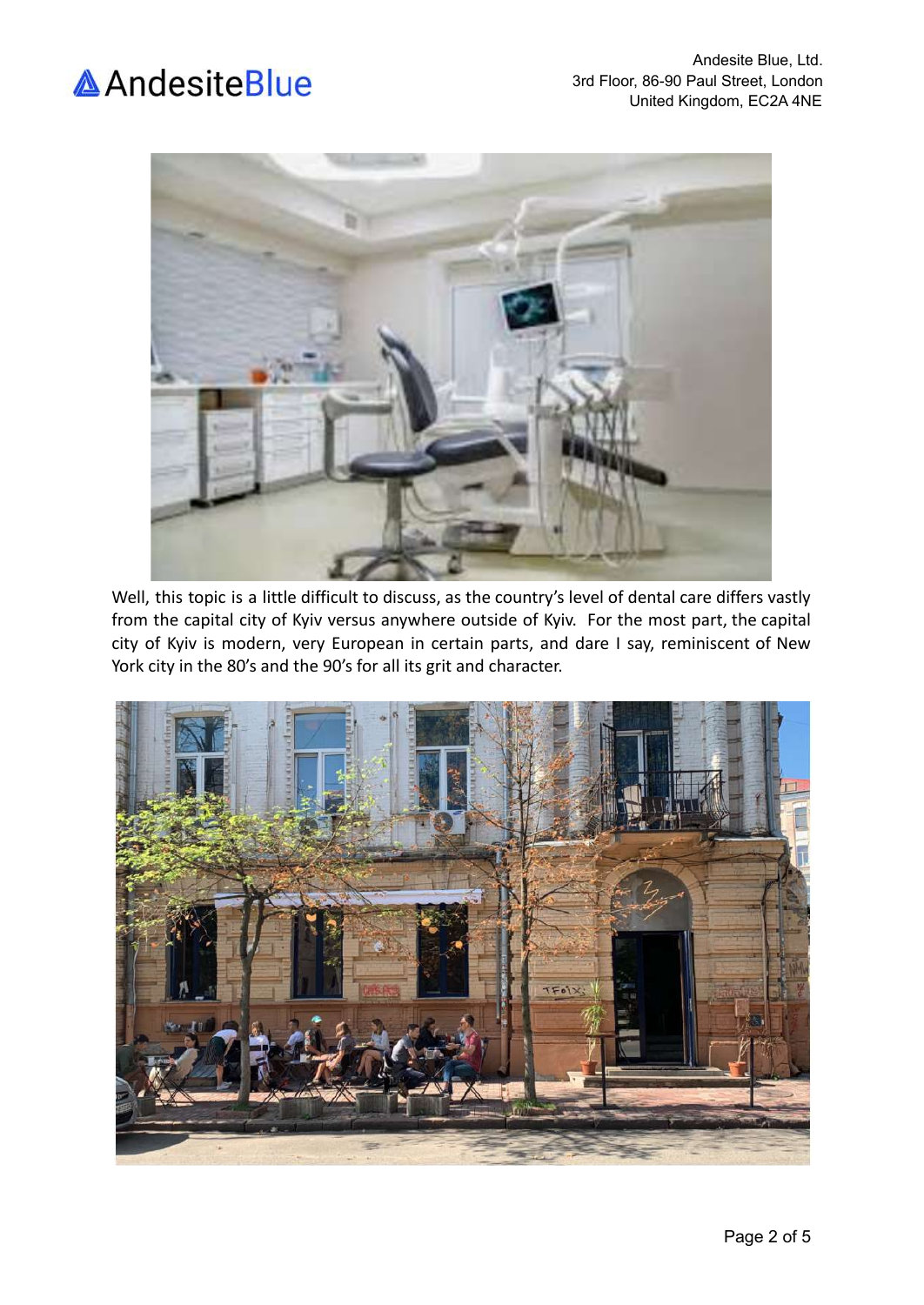Well, this topic is a little difficult to discuss, as the country's level of dental care differs vastly from the capital city of Kyiv versus anywhere outside of Kyiv. For the most part, the capital city of Kyiv is modern, very European in certain parts, and dare I say, reminiscent of New York city in the 80's and the 90's for all its grit and character.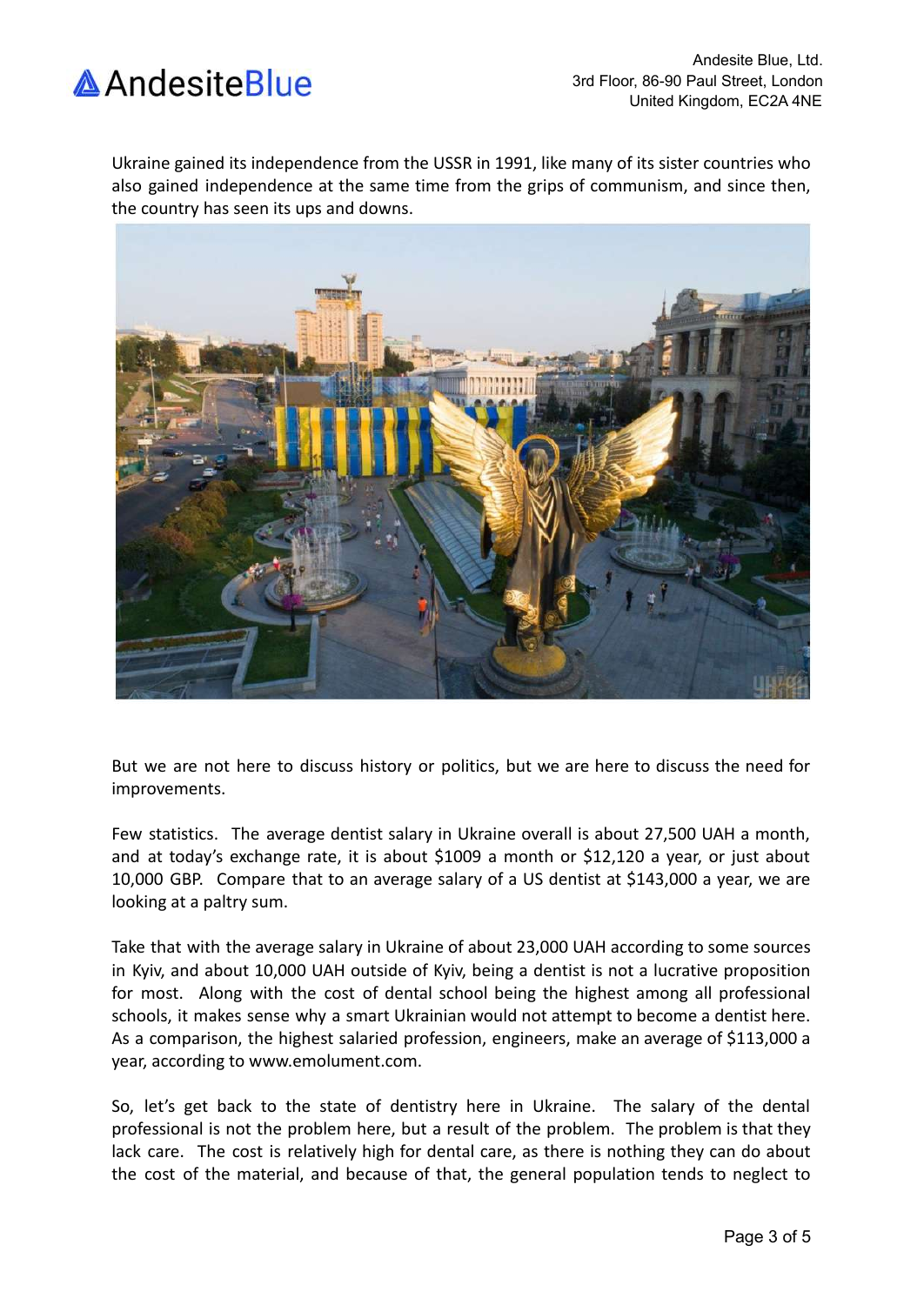Ukraine gained its independence from the USSR in 1991, like many of its sister countries who also gained independence at the same time from the grips of communism, and since then, the country has seen its ups and downs.

But we are not here to discuss history or politics, but we are here to discuss the need for improvements.

Few statistics. The average dentist salary in Ukraine overall is about 27,500 UAH a month, and at today's exchange rate, it is about $1009 a month or $12,120 a year, or just about 10,000 GBP. Compare that to an average salary of a US dentist at $143,000 a year, we are looking at a paltry sum.

Take that with the average salary in Ukraine of about 23,000 UAH according to some sources in Kyiv, and about 10,000 UAH outside of Kyiv, being a dentist is not a lucrative proposition for most. Along with the cost of dental school being the highest among all professional schools, it makes sense why a smart Ukrainian would not attempt to become a dentist here. As a comparison, the highest salaried profession, engineers, make an average of $113,000 a year, according to www.emolument.com.

So, let's get back to the state of dentistry here in Ukraine. The salary of the dental professional is not the problem here, but a result of the problem. The problem is that they lack care. The cost is relatively high for dental care, as there is nothing they can do about the cost of the material, and because of that, the general population tends to neglect to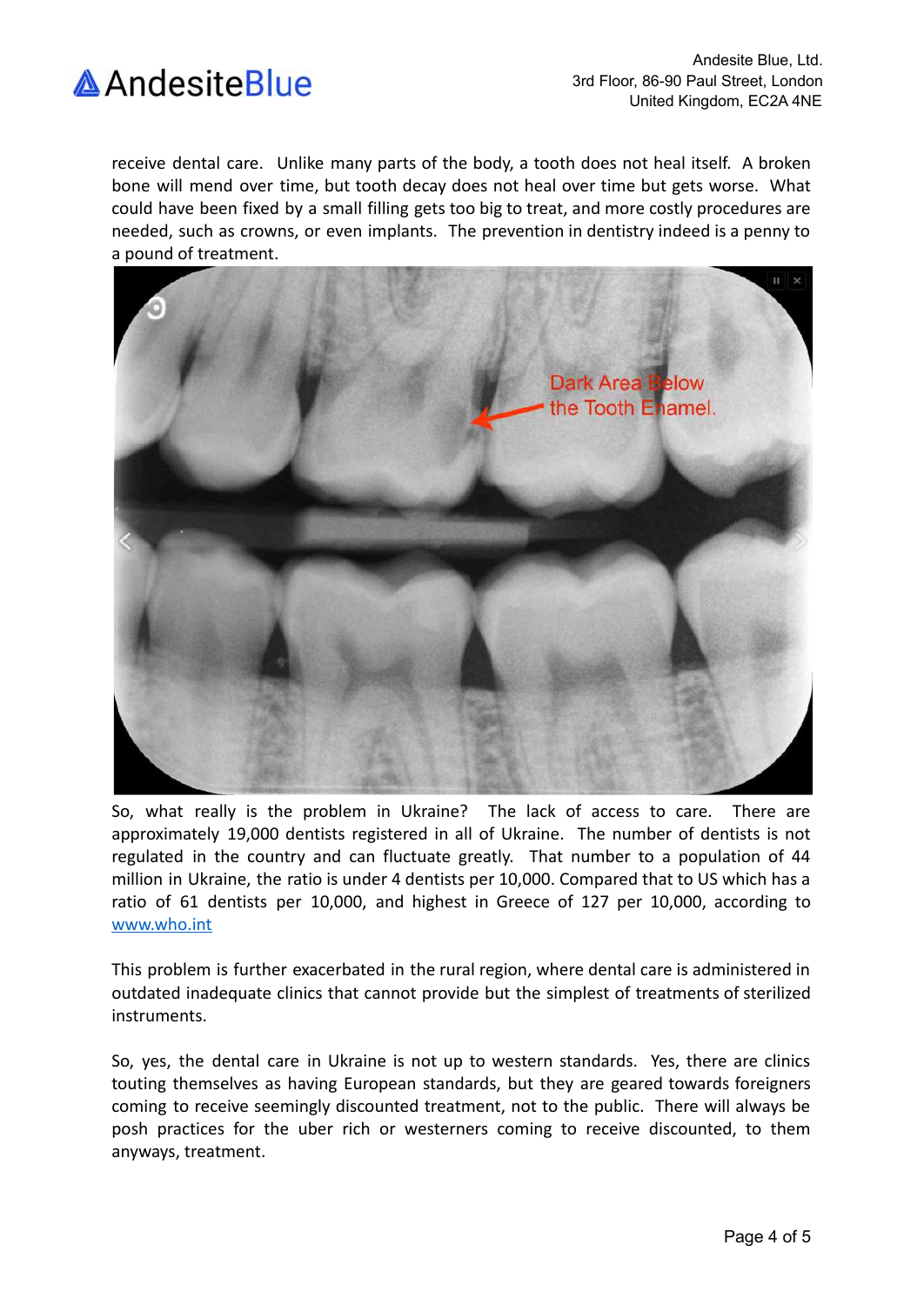receive dental care. Unlike many parts of the body, a tooth does not heal itself. A broken bone will mend over time, but tooth decay does not heal over time but gets worse. What could have been fixed by a small filling gets too big to treat, and more costly procedures are needed, such as crowns, or even implants. The prevention in dentistry indeed is a penny to a pound of treatment.

So, what really is the problem in Ukraine? The lack of access to care. There are approximately 19,000 dentists registered in all of Ukraine. The number of dentists is not regulated in the country and can fluctuate greatly. That number to a population of 44 million in Ukraine, the ratio is under 4 dentists per 10,000. Compared that to US which has a ratio of 61 dentists per 10,000, and highest in Greece of 127 per 10,000, according to [www.who.int](www.who.int)

This problem is further exacerbated in the rural region, where dental care is administered in outdated inadequate clinics that cannot provide but the simplest of treatments of sterilized instruments.

So, yes, the dental care in Ukraine is not up to western standards. Yes, there are clinics touting themselves as having European standards, but they are geared towards foreigners coming to receive seemingly discounted treatment, not to the public. There will always be posh practices for the uber rich or westerners coming to receive discounted, to them anyways, treatment.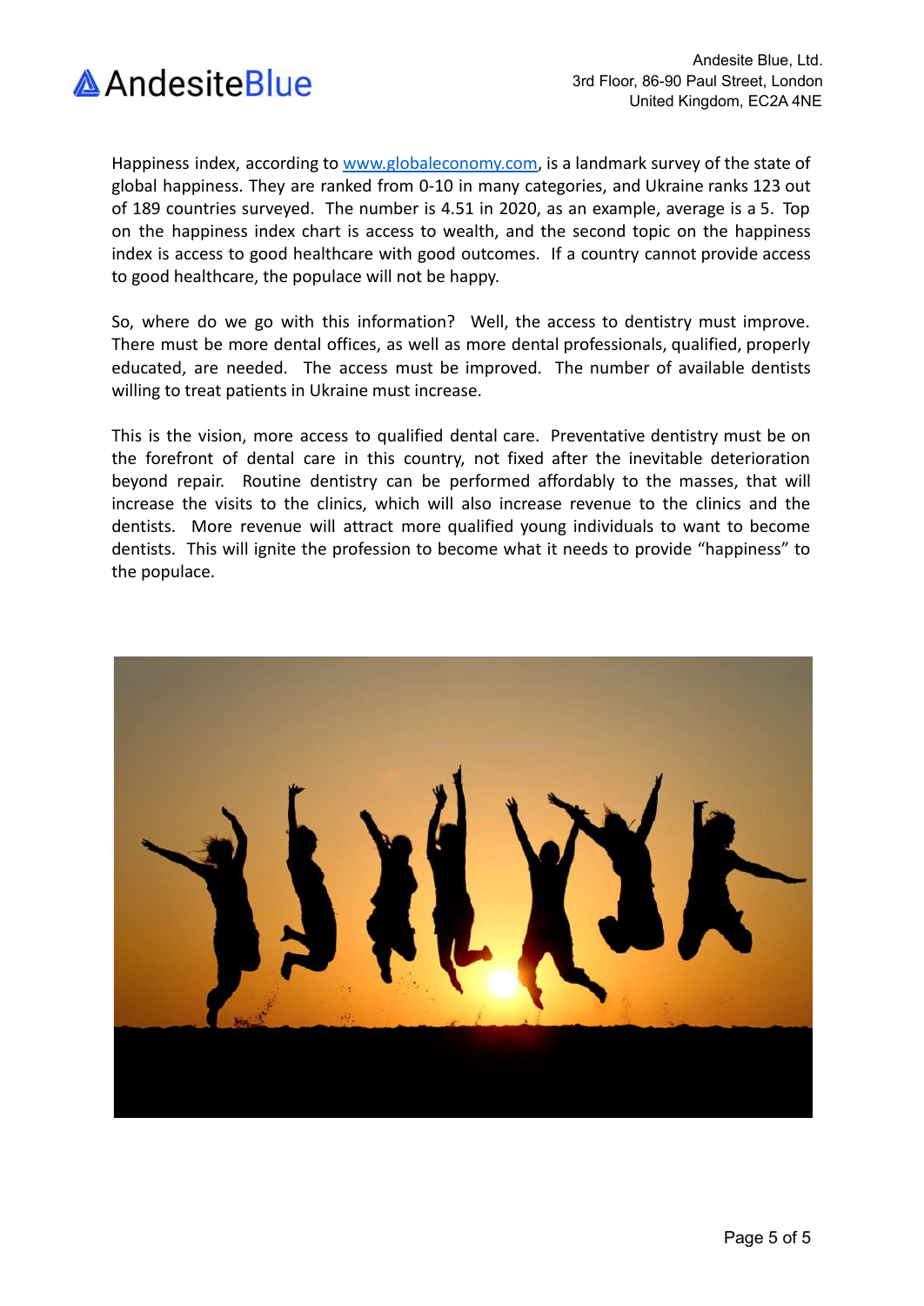Happiness index, according to [www.globaleconomy.com](http://www.globaleconomy.com), is a landmark survey of the state of global happiness. They are ranked from 0-10 in many categories, and Ukraine ranks 123 out of 189 countries surveyed. The number is 4.51 in 2020, as an example, average is a 5. Top on the happiness index chart is access to wealth, and the second topic on the happiness index is access to good healthcare with good outcomes. If a country cannot provide access to good healthcare, the populace will not be happy.

So, where do we go with this information? Well, the access to dentistry must improve. There must be more dental offices, as well as more dental professionals, qualified, properly educated, are needed. The access must be improved. The number of available dentists willing to treat patients in Ukraine must increase.

This is the vision, more access to qualified dental care. Preventative dentistry must be on the forefront of dental care in this country, not fixed after the inevitable deterioration beyond repair. Routine dentistry can be performed affordably to the masses, that will increase the visits to the clinics, which will also increase revenue to the clinics and the dentists. More revenue will attract more qualified young individuals to want to become dentists. This will ignite the profession to become what it needs to provide "happiness" to the populace.